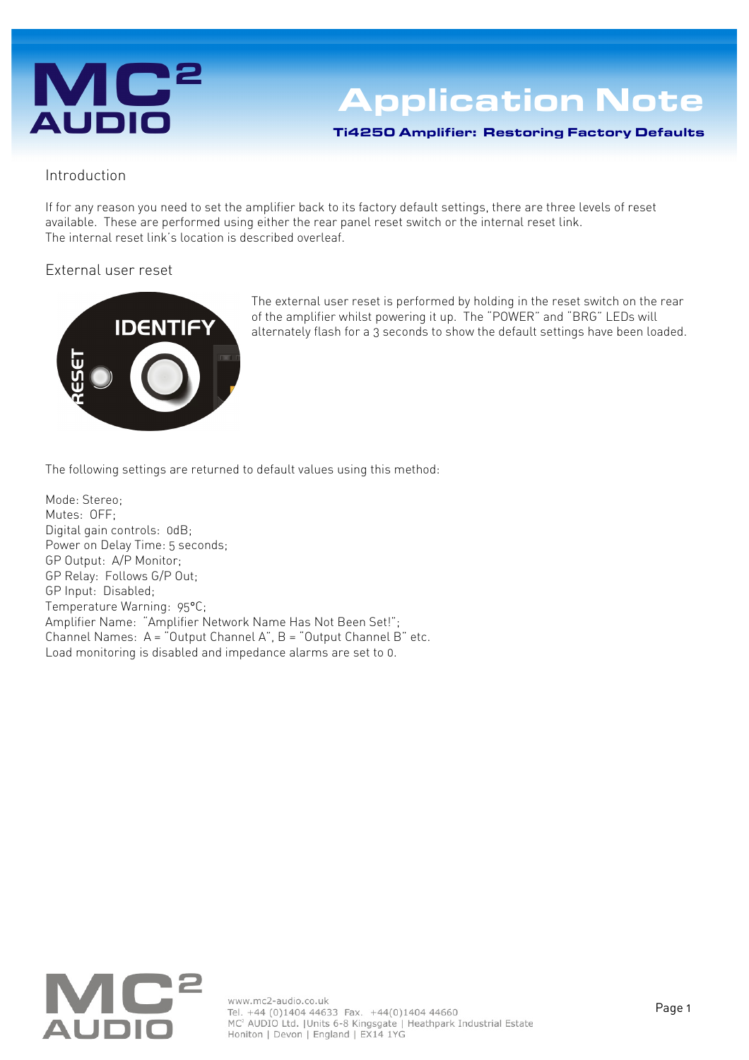# Application Note

**Ti4250 Amplifier: Restoring Factory Defaults**

## Introduction

If for any reason you need to set the amplifier back to its factory default settings, there are three levels of reset available. These are performed using either the rear panel reset switch or the internal reset link.
The internal reset link's location is described overleaf.

## External user reset

The external user reset is performed by holding in the reset switch on the rear of the amplifier whilst powering it up. The "POWER" and "BRG" LEDs will alternately flash for a 3 seconds to show the default settings have been loaded.

The following settings are returned to default values using this method:

Mode: Stereo;
Mutes: OFF;
Digital gain controls: 0dB;
Power on Delay Time: 5 seconds;
GP Output: A/P Monitor;
GP Relay: Follows G/P Out;
GP Input: Disabled;
Temperature Warning: 95°C;
Amplifier Name: "Amplifier Network Name Has Not Been Set!";
Channel Names: A = "Output Channel A", B = "Output Channel B" etc.
Load monitoring is disabled and impedance alarms are set to 0.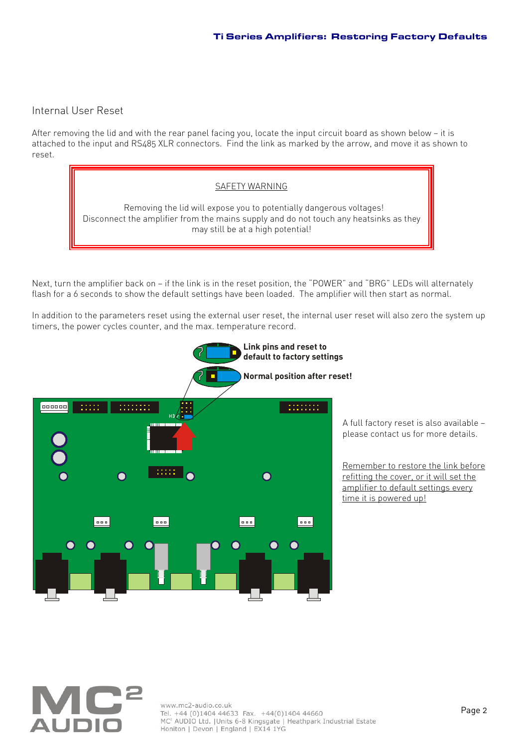## Internal User Reset

After removing the lid and with the rear panel facing you, locate the input circuit board as shown below – it is attached to the input and RS485 XLR connectors. Find the link as marked by the arrow, and move it as shown to reset.

> SAFETY WARNING
>
> Removing the lid will expose you to potentially dangerous voltages!
> Disconnect the amplifier from the mains supply and do not touch any heatsinks as they may still be at a high potential!

Next, turn the amplifier back on – if the link is in the reset position, the "POWER" and "BRG" LEDs will alternately flash for a 6 seconds to show the default settings have been loaded. The amplifier will then start as normal.

In addition to the parameters reset using the external user reset, the internal user reset will also zero the system up timers, the power cycles counter, and the max. temperature record.

**Link pins and reset to default to factory settings**

**Normal position after reset!**

A full factory reset is also available – please contact us for more details.

Remember to restore the link before refitting the cover, or it will set the amplifier to default settings every time it is powered up!

www.mc2-audio.co.uk
Tel. +44 (0)1404 44633 Fax. +44(0)1404 44660
MC² AUDIO Ltd. |Units 6-8 Kingsgate | Heathpark Industrial Estate
Honiton | Devon | England | EX14 1YG